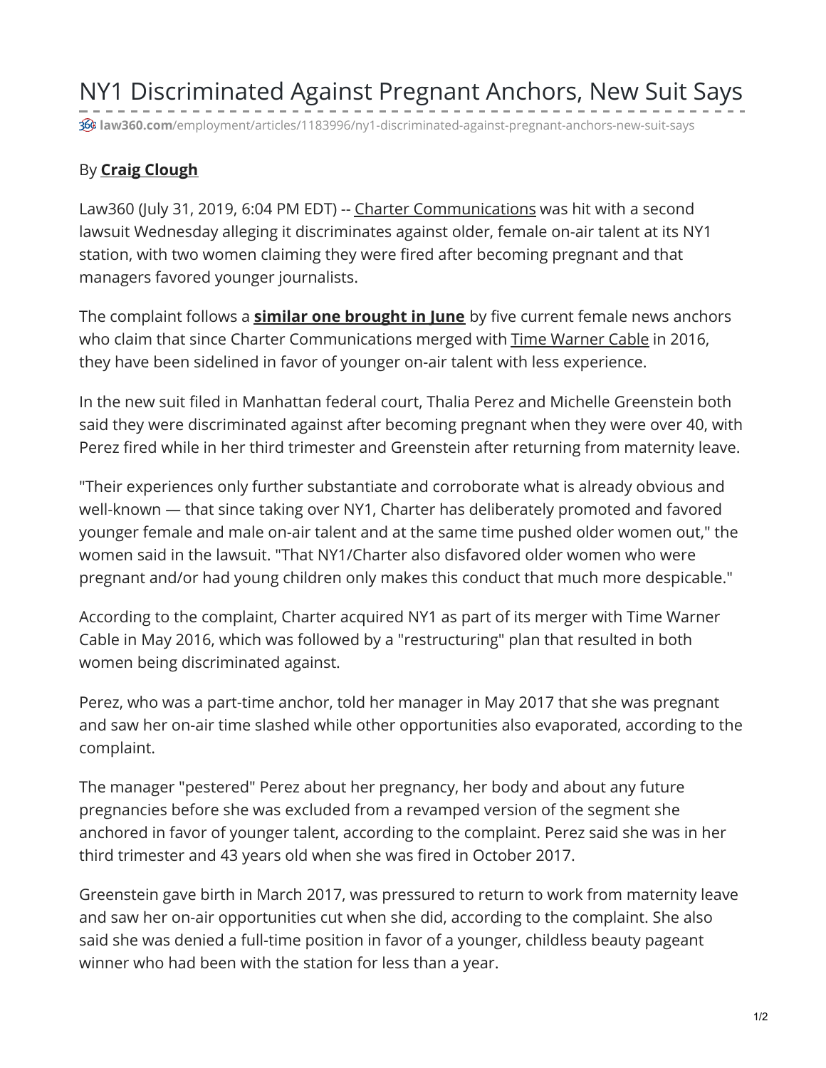# NY1 Discriminated Against Pregnant Anchors, New Suit Says

law360.com/employment/articles/1183996/ny1-discriminated-against-pregnant-anchors-new-suit-says

By **Craig Clough**

Law360 (July 31, 2019, 6:04 PM EDT) -- Charter Communications was hit with a second lawsuit Wednesday alleging it discriminates against older, female on-air talent at its NY1 station, with two women claiming they were fired after becoming pregnant and that managers favored younger journalists.

The complaint follows a **similar one brought in June** by five current female news anchors who claim that since Charter Communications merged with Time Warner Cable in 2016, they have been sidelined in favor of younger on-air talent with less experience.

In the new suit filed in Manhattan federal court, Thalia Perez and Michelle Greenstein both said they were discriminated against after becoming pregnant when they were over 40, with Perez fired while in her third trimester and Greenstein after returning from maternity leave.

"Their experiences only further substantiate and corroborate what is already obvious and well-known — that since taking over NY1, Charter has deliberately promoted and favored younger female and male on-air talent and at the same time pushed older women out," the women said in the lawsuit. "That NY1/Charter also disfavored older women who were pregnant and/or had young children only makes this conduct that much more despicable."

According to the complaint, Charter acquired NY1 as part of its merger with Time Warner Cable in May 2016, which was followed by a "restructuring" plan that resulted in both women being discriminated against.

Perez, who was a part-time anchor, told her manager in May 2017 that she was pregnant and saw her on-air time slashed while other opportunities also evaporated, according to the complaint.

The manager "pestered" Perez about her pregnancy, her body and about any future pregnancies before she was excluded from a revamped version of the segment she anchored in favor of younger talent, according to the complaint. Perez said she was in her third trimester and 43 years old when she was fired in October 2017.

Greenstein gave birth in March 2017, was pressured to return to work from maternity leave and saw her on-air opportunities cut when she did, according to the complaint. She also said she was denied a full-time position in favor of a younger, childless beauty pageant winner who had been with the station for less than a year.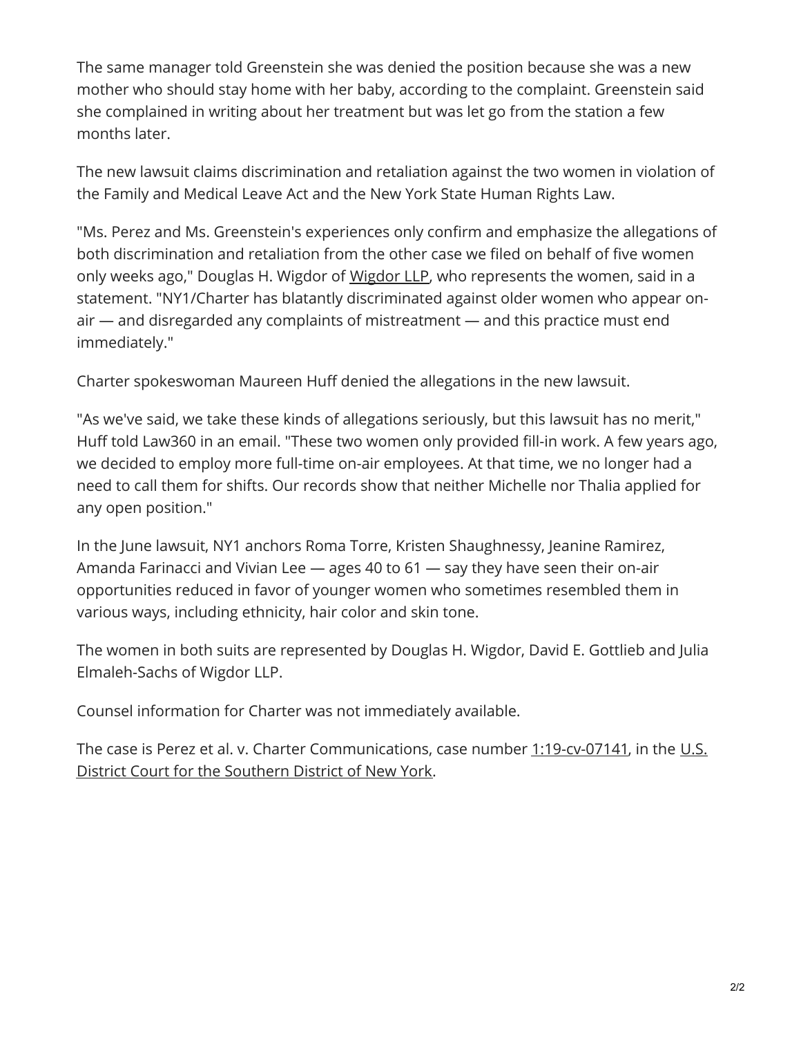The same manager told Greenstein she was denied the position because she was a new mother who should stay home with her baby, according to the complaint. Greenstein said she complained in writing about her treatment but was let go from the station a few months later.

The new lawsuit claims discrimination and retaliation against the two women in violation of the Family and Medical Leave Act and the New York State Human Rights Law.

"Ms. Perez and Ms. Greenstein's experiences only confirm and emphasize the allegations of both discrimination and retaliation from the other case we filed on behalf of five women only weeks ago," Douglas H. Wigdor of Wigdor LLP, who represents the women, said in a statement. "NY1/Charter has blatantly discriminated against older women who appear on-air — and disregarded any complaints of mistreatment — and this practice must end immediately."

Charter spokeswoman Maureen Huff denied the allegations in the new lawsuit.

"As we've said, we take these kinds of allegations seriously, but this lawsuit has no merit," Huff told Law360 in an email. "These two women only provided fill-in work. A few years ago, we decided to employ more full-time on-air employees. At that time, we no longer had a need to call them for shifts. Our records show that neither Michelle nor Thalia applied for any open position."

In the June lawsuit, NY1 anchors Roma Torre, Kristen Shaughnessy, Jeanine Ramirez, Amanda Farinacci and Vivian Lee — ages 40 to 61 — say they have seen their on-air opportunities reduced in favor of younger women who sometimes resembled them in various ways, including ethnicity, hair color and skin tone.

The women in both suits are represented by Douglas H. Wigdor, David E. Gottlieb and Julia Elmaleh-Sachs of Wigdor LLP.

Counsel information for Charter was not immediately available.

The case is Perez et al. v. Charter Communications, case number 1:19-cv-07141, in the U.S. District Court for the Southern District of New York.